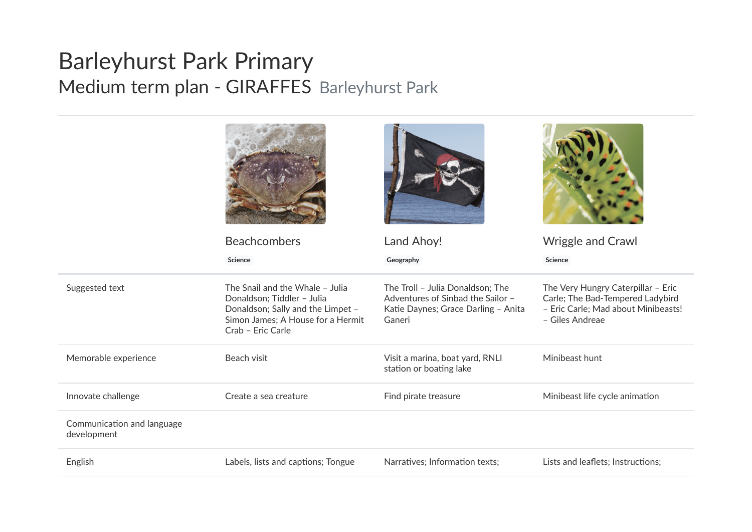# Barleyhurst Park Primary

## Medium term plan - GIRAFFES Barleyhurst Park

| | Beachcombers<br>Science | Land Ahoy!<br>Geography | Wriggle and Crawl<br>Science |
|---|---|---|---|
| Suggested text | The Snail and the Whale – Julia Donaldson; Tiddler – Julia Donaldson; Sally and the Limpet – Simon James; A House for a Hermit Crab – Eric Carle | The Troll – Julia Donaldson; The Adventures of Sinbad the Sailor – Katie Daynes; Grace Darling – Anita Ganeri | The Very Hungry Caterpillar – Eric Carle; The Bad-Tempered Ladybird – Eric Carle; Mad about Minibeasts! – Giles Andreae |
| Memorable experience | Beach visit | Visit a marina, boat yard, RNLI station or boating lake | Minibeast hunt |
| Innovate challenge | Create a sea creature | Find pirate treasure | Minibeast life cycle animation |
| Communication and language development | | | |
| English | Labels, lists and captions; Tongue | Narratives; Information texts; | Lists and leaflets; Instructions; |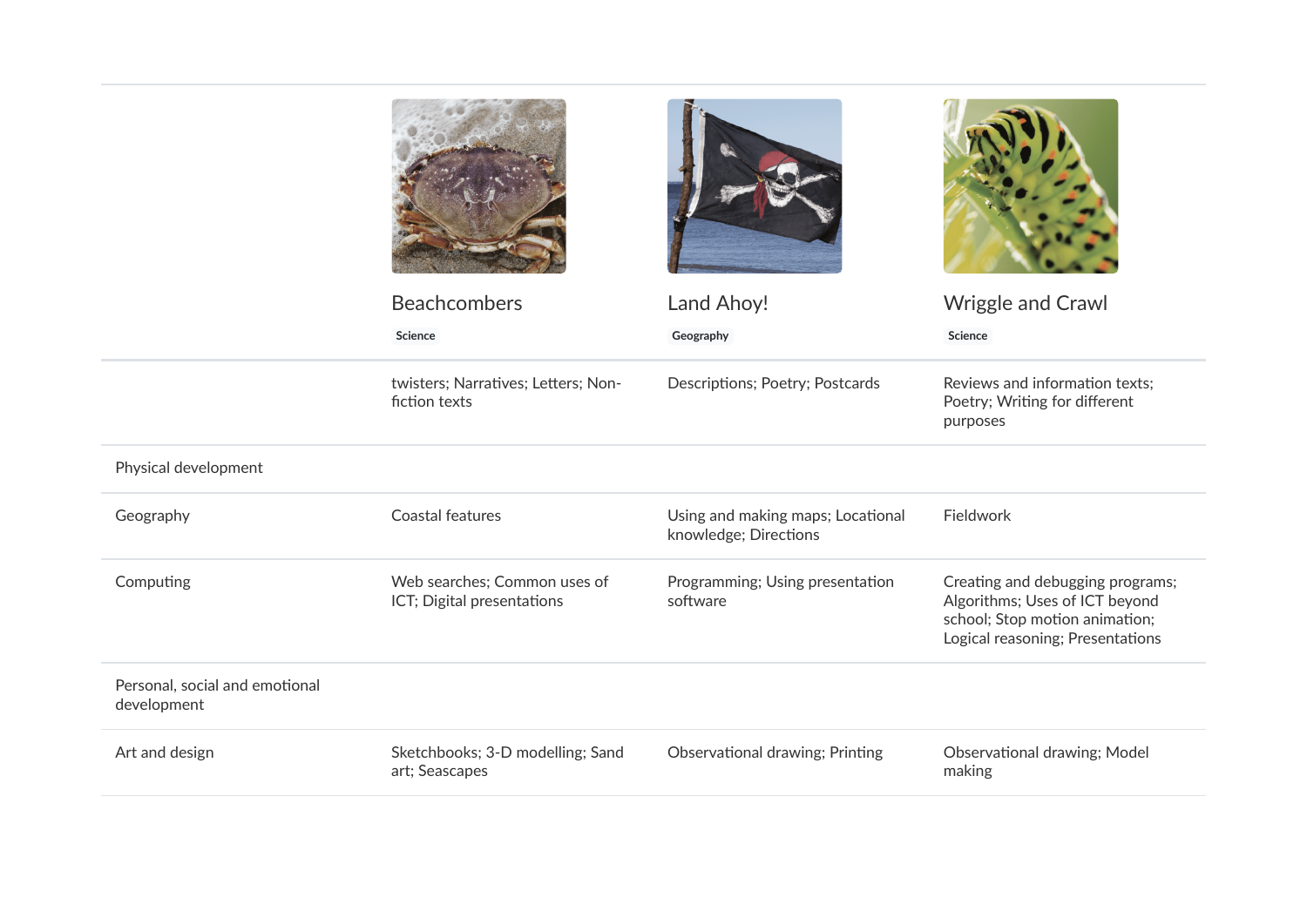| | Beachcombers<br>Science | Land Ahoy!<br>Geography | Wriggle and Crawl<br>Science |
|---|---|---|---|
| | twisters; Narratives; Letters; Non-fiction texts | Descriptions; Poetry; Postcards | Reviews and information texts; Poetry; Writing for different purposes |
| Physical development | | | |
| Geography | Coastal features | Using and making maps; Locational knowledge; Directions | Fieldwork |
| Computing | Web searches; Common uses of ICT; Digital presentations | Programming; Using presentation software | Creating and debugging programs; Algorithms; Uses of ICT beyond school; Stop motion animation; Logical reasoning; Presentations |
| Personal, social and emotional development | | | |
| Art and design | Sketchbooks; 3-D modelling; Sand art; Seascapes | Observational drawing; Printing | Observational drawing; Model making |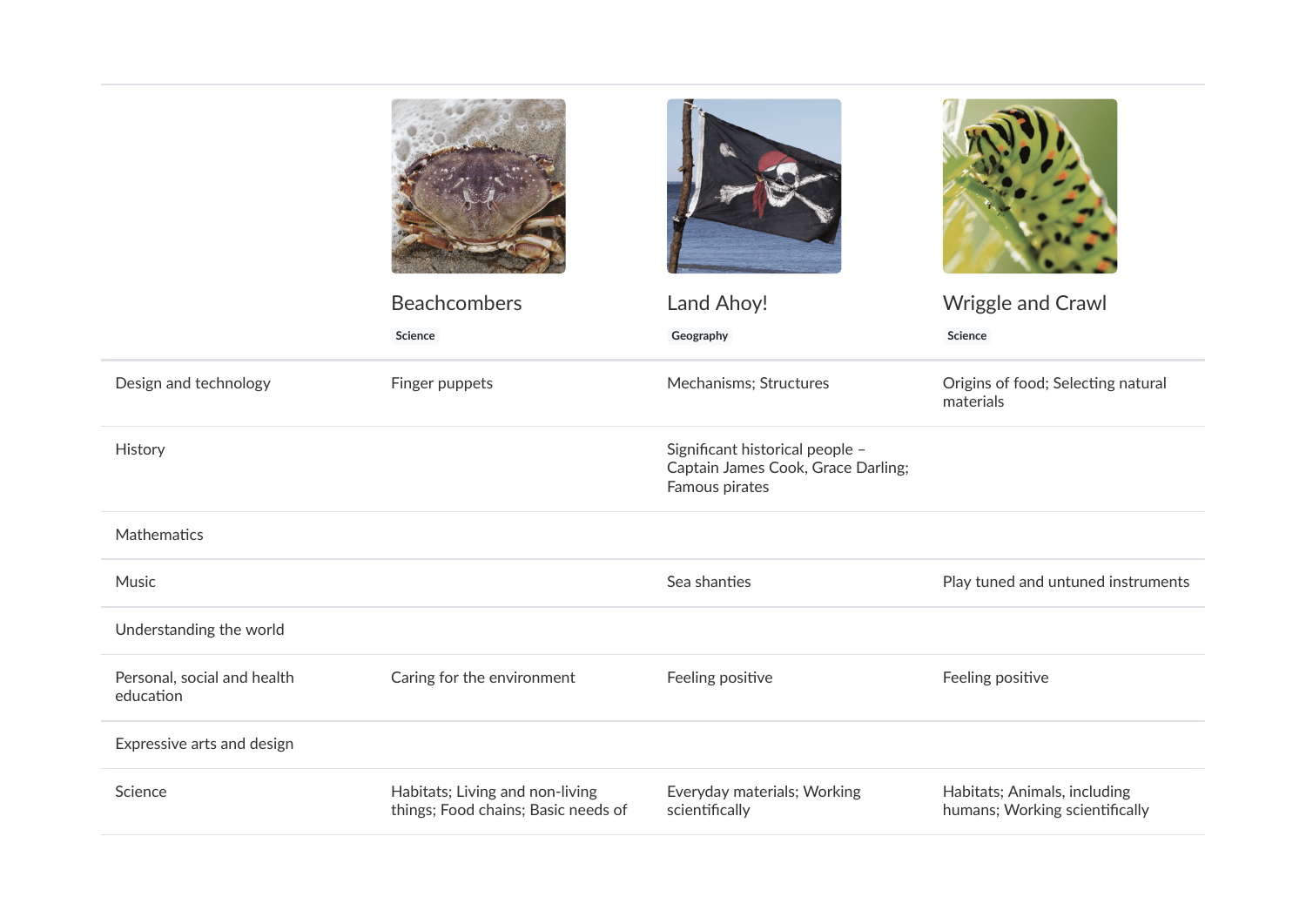| | Beachcombers<br>Science | Land Ahoy!<br>Geography | Wriggle and Crawl<br>Science |
|---|---|---|---|
| Design and technology | Finger puppets | Mechanisms; Structures | Origins of food; Selecting natural materials |
| History | | Significant historical people – Captain James Cook, Grace Darling; Famous pirates | |
| Mathematics | | | |
| Music | | Sea shanties | Play tuned and untuned instruments |
| Understanding the world | | | |
| Personal, social and health education | Caring for the environment | Feeling positive | Feeling positive |
| Expressive arts and design | | | |
| Science | Habitats; Living and non-living things; Food chains; Basic needs of | Everyday materials; Working scientifically | Habitats; Animals, including humans; Working scientifically |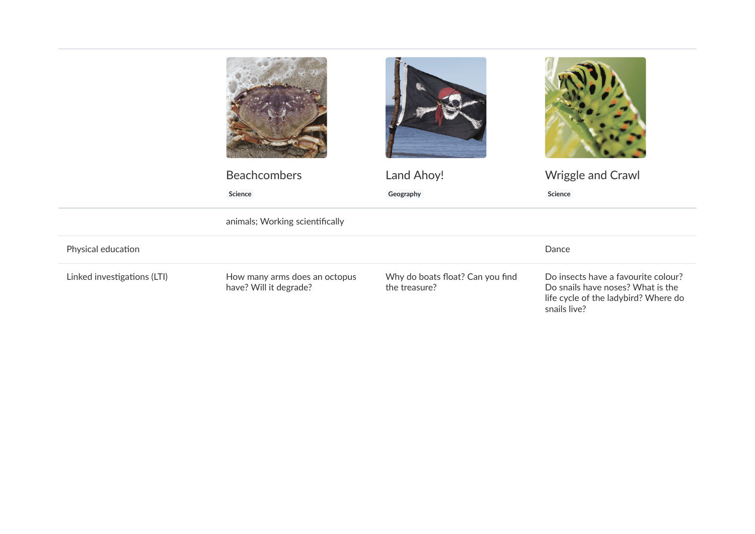| | Beachcombers | Land Ahoy! | Wriggle and Crawl |
|---|---|---|---|
| | Science | Geography | Science |
| | animals; Working scientifically | | |
| Physical education | | | Dance |
| Linked investigations (LTI) | How many arms does an octopus have? Will it degrade? | Why do boats float? Can you find the treasure? | Do insects have a favourite colour? Do snails have noses? What is the life cycle of the ladybird? Where do snails live? |